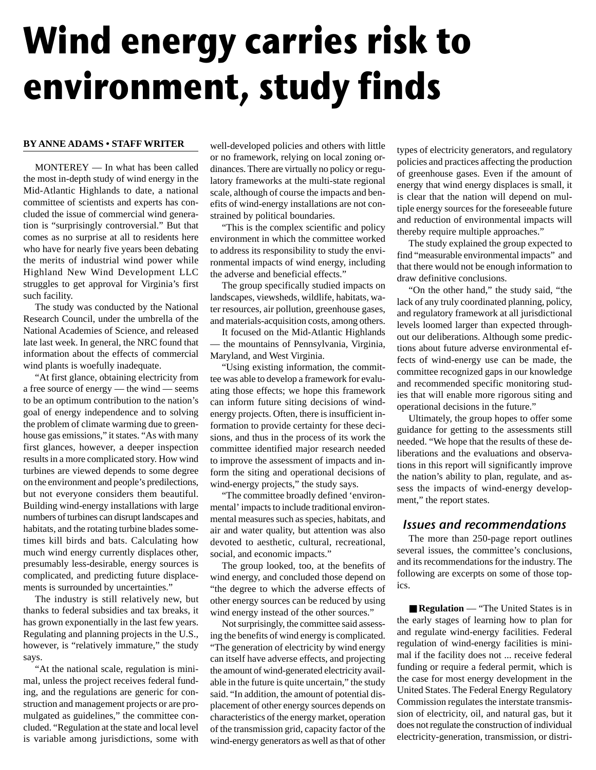# Wind energy carries risk to environment, study finds

**BY ANNE ADAMS • STAFF WRITER**

MONTEREY — In what has been called the most in-depth study of wind energy in the Mid-Atlantic Highlands to date, a national committee of scientists and experts has concluded the issue of commercial wind generation is "surprisingly controversial." But that comes as no surprise at all to residents here who have for nearly five years been debating the merits of industrial wind power while Highland New Wind Development LLC struggles to get approval for Virginia's first such facility.

The study was conducted by the National Research Council, under the umbrella of the National Academies of Science, and released late last week. In general, the NRC found that information about the effects of commercial wind plants is woefully inadequate.

"At first glance, obtaining electricity from a free source of energy — the wind — seems to be an optimum contribution to the nation's goal of energy independence and to solving the problem of climate warming due to greenhouse gas emissions," it states. "As with many first glances, however, a deeper inspection results in a more complicated story. How wind turbines are viewed depends to some degree on the environment and people's predilections, but not everyone considers them beautiful. Building wind-energy installations with large numbers of turbines can disrupt landscapes and habitats, and the rotating turbine blades sometimes kill birds and bats. Calculating how much wind energy currently displaces other, presumably less-desirable, energy sources is complicated, and predicting future displacements is surrounded by uncertainties."

The industry is still relatively new, but thanks to federal subsidies and tax breaks, it has grown exponentially in the last few years. Regulating and planning projects in the U.S., however, is "relatively immature," the study says.

"At the national scale, regulation is minimal, unless the project receives federal funding, and the regulations are generic for construction and management projects or are promulgated as guidelines," the committee concluded. "Regulation at the state and local level is variable among jurisdictions, some with well-developed policies and others with little or no framework, relying on local zoning ordinances. There are virtually no policy or regulatory frameworks at the multi-state regional scale, although of course the impacts and benefits of wind-energy installations are not constrained by political boundaries.

"This is the complex scientific and policy environment in which the committee worked to address its responsibility to study the environmental impacts of wind energy, including the adverse and beneficial effects."

The group specifically studied impacts on landscapes, viewsheds, wildlife, habitats, water resources, air pollution, greenhouse gases, and materials-acquisition costs, among others.

It focused on the Mid-Atlantic Highlands — the mountains of Pennsylvania, Virginia, Maryland, and West Virginia.

"Using existing information, the committee was able to develop a framework for evaluating those effects; we hope this framework can inform future siting decisions of wind-energy projects. Often, there is insufficient information to provide certainty for these decisions, and thus in the process of its work the committee identified major research needed to improve the assessment of impacts and inform the siting and operational decisions of wind-energy projects," the study says.

"The committee broadly defined 'environmental' impacts to include traditional environmental measures such as species, habitats, and air and water quality, but attention was also devoted to aesthetic, cultural, recreational, social, and economic impacts."

The group looked, too, at the benefits of wind energy, and concluded those depend on "the degree to which the adverse effects of other energy sources can be reduced by using wind energy instead of the other sources."

Not surprisingly, the committee said assessing the benefits of wind energy is complicated. "The generation of electricity by wind energy can itself have adverse effects, and projecting the amount of wind-generated electricity available in the future is quite uncertain," the study said. "In addition, the amount of potential displacement of other energy sources depends on characteristics of the energy market, operation of the transmission grid, capacity factor of the wind-energy generators as well as that of other types of electricity generators, and regulatory policies and practices affecting the production of greenhouse gases. Even if the amount of energy that wind energy displaces is small, it is clear that the nation will depend on multiple energy sources for the foreseeable future and reduction of environmental impacts will thereby require multiple approaches."

The study explained the group expected to find "measurable environmental impacts" and that there would not be enough information to draw definitive conclusions.

"On the other hand," the study said, "the lack of any truly coordinated planning, policy, and regulatory framework at all jurisdictional levels loomed larger than expected throughout our deliberations. Although some predictions about future adverse environmental effects of wind-energy use can be made, the committee recognized gaps in our knowledge and recommended specific monitoring studies that will enable more rigorous siting and operational decisions in the future."

Ultimately, the group hopes to offer some guidance for getting to the assessments still needed. "We hope that the results of these deliberations and the evaluations and observations in this report will significantly improve the nation's ability to plan, regulate, and assess the impacts of wind-energy development," the report states.

## *Issues and recommendations*

The more than 250-page report outlines several issues, the committee's conclusions, and its recommendations for the industry. The following are excerpts on some of those topics.

■ **Regulation** — "The United States is in the early stages of learning how to plan for and regulate wind-energy facilities. Federal regulation of wind-energy facilities is minimal if the facility does not ... receive federal funding or require a federal permit, which is the case for most energy development in the United States. The Federal Energy Regulatory Commission regulates the interstate transmission of electricity, oil, and natural gas, but it does not regulate the construction of individual electricity-generation, transmission, or distri-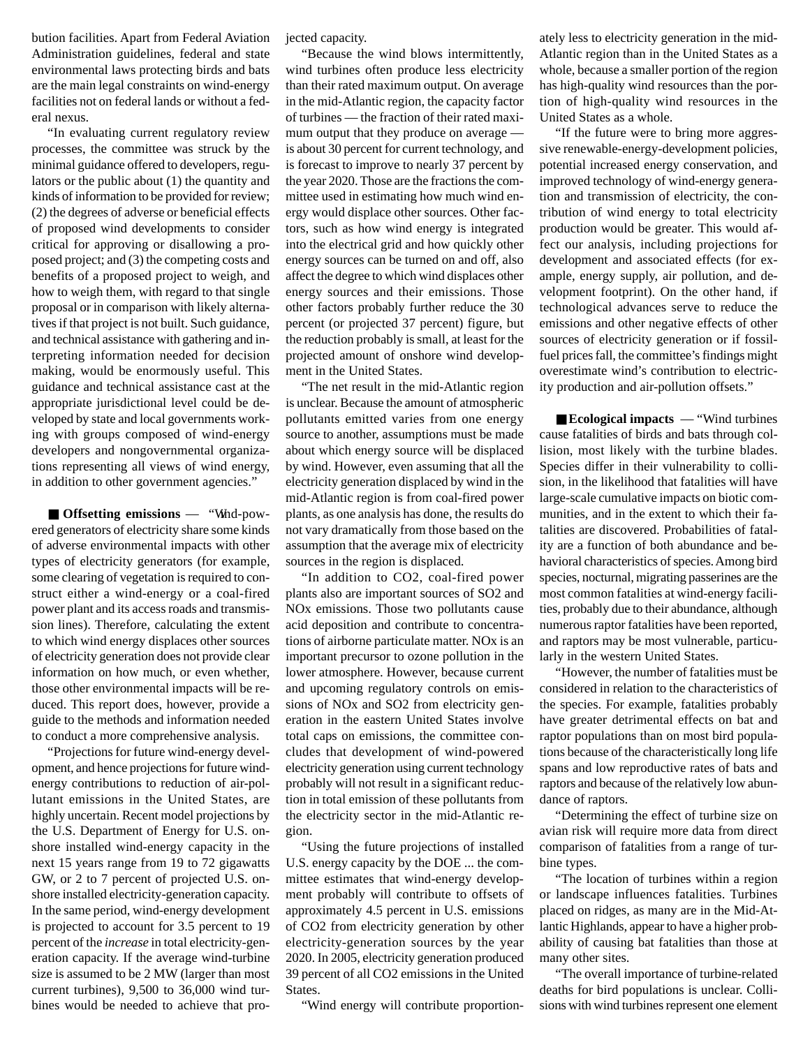bution facilities. Apart from Federal Aviation Administration guidelines, federal and state environmental laws protecting birds and bats are the main legal constraints on wind-energy facilities not on federal lands or without a federal nexus.

"In evaluating current regulatory review processes, the committee was struck by the minimal guidance offered to developers, regulators or the public about (1) the quantity and kinds of information to be provided for review; (2) the degrees of adverse or beneficial effects of proposed wind developments to consider critical for approving or disallowing a proposed project; and (3) the competing costs and benefits of a proposed project to weigh, and how to weigh them, with regard to that single proposal or in comparison with likely alternatives if that project is not built. Such guidance, and technical assistance with gathering and interpreting information needed for decision making, would be enormously useful. This guidance and technical assistance cast at the appropriate jurisdictional level could be developed by state and local governments working with groups composed of wind-energy developers and nongovernmental organizations representing all views of wind energy, in addition to other government agencies."

■ **Offsetting emissions** — "Wind-powered generators of electricity share some kinds of adverse environmental impacts with other types of electricity generators (for example, some clearing of vegetation is required to construct either a wind-energy or a coal-fired power plant and its access roads and transmission lines). Therefore, calculating the extent to which wind energy displaces other sources of electricity generation does not provide clear information on how much, or even whether, those other environmental impacts will be reduced. This report does, however, provide a guide to the methods and information needed to conduct a more comprehensive analysis.

"Projections for future wind-energy development, and hence projections for future wind-energy contributions to reduction of air-pollutant emissions in the United States, are highly uncertain. Recent model projections by the U.S. Department of Energy for U.S. onshore installed wind-energy capacity in the next 15 years range from 19 to 72 gigawatts GW, or 2 to 7 percent of projected U.S. onshore installed electricity-generation capacity. In the same period, wind-energy development is projected to account for 3.5 percent to 19 percent of the *increase* in total electricity-generation capacity. If the average wind-turbine size is assumed to be 2 MW (larger than most current turbines), 9,500 to 36,000 wind turbines would be needed to achieve that projected capacity.

"Because the wind blows intermittently, wind turbines often produce less electricity than their rated maximum output. On average in the mid-Atlantic region, the capacity factor of turbines — the fraction of their rated maximum output that they produce on average — is about 30 percent for current technology, and is forecast to improve to nearly 37 percent by the year 2020. Those are the fractions the committee used in estimating how much wind energy would displace other sources. Other factors, such as how wind energy is integrated into the electrical grid and how quickly other energy sources can be turned on and off, also affect the degree to which wind displaces other energy sources and their emissions. Those other factors probably further reduce the 30 percent (or projected 37 percent) figure, but the reduction probably is small, at least for the projected amount of onshore wind development in the United States.

"The net result in the mid-Atlantic region is unclear. Because the amount of atmospheric pollutants emitted varies from one energy source to another, assumptions must be made about which energy source will be displaced by wind. However, even assuming that all the electricity generation displaced by wind in the mid-Atlantic region is from coal-fired power plants, as one analysis has done, the results do not vary dramatically from those based on the assumption that the average mix of electricity sources in the region is displaced.

"In addition to $CO_2$, coal-fired power plants also are important sources of $SO_2$ and $NO_x$ emissions. Those two pollutants cause acid deposition and contribute to concentrations of airborne particulate matter. $NO_x$ is an important precursor to ozone pollution in the lower atmosphere. However, because current and upcoming regulatory controls on emissions of $NO_x$ and $SO_2$ from electricity generation in the eastern United States involve total caps on emissions, the committee concludes that development of wind-powered electricity generation using current technology probably will not result in a significant reduction in total emission of these pollutants from the electricity sector in the mid-Atlantic region.

"Using the future projections of installed U.S. energy capacity by the DOE ... the committee estimates that wind-energy development probably will contribute to offsets of approximately 4.5 percent in U.S. emissions of $CO_2$ from electricity generation by other electricity-generation sources by the year 2020. In 2005, electricity generation produced 39 percent of all $CO_2$ emissions in the United States.

"Wind energy will contribute proportionately less to electricity generation in the mid-Atlantic region than in the United States as a whole, because a smaller portion of the region has high-quality wind resources than the portion of high-quality wind resources in the United States as a whole.

"If the future were to bring more aggressive renewable-energy-development policies, potential increased energy conservation, and improved technology of wind-energy generation and transmission of electricity, the contribution of wind energy to total electricity production would be greater. This would affect our analysis, including projections for development and associated effects (for example, energy supply, air pollution, and development footprint). On the other hand, if technological advances serve to reduce the emissions and other negative effects of other sources of electricity generation or if fossil-fuel prices fall, the committee's findings might overestimate wind's contribution to electricity production and air-pollution offsets."

■ **Ecological impacts** — "Wind turbines cause fatalities of birds and bats through collision, most likely with the turbine blades. Species differ in their vulnerability to collision, in the likelihood that fatalities will have large-scale cumulative impacts on biotic communities, and in the extent to which their fatalities are discovered. Probabilities of fatality are a function of both abundance and behavioral characteristics of species. Among bird species, nocturnal, migrating passerines are the most common fatalities at wind-energy facilities, probably due to their abundance, although numerous raptor fatalities have been reported, and raptors may be most vulnerable, particularly in the western United States.

"However, the number of fatalities must be considered in relation to the characteristics of the species. For example, fatalities probably have greater detrimental effects on bat and raptor populations than on most bird populations because of the characteristically long life spans and low reproductive rates of bats and raptors and because of the relatively low abundance of raptors.

"Determining the effect of turbine size on avian risk will require more data from direct comparison of fatalities from a range of turbine types.

"The location of turbines within a region or landscape influences fatalities. Turbines placed on ridges, as many are in the Mid-Atlantic Highlands, appear to have a higher probability of causing bat fatalities than those at many other sites.

"The overall importance of turbine-related deaths for bird populations is unclear. Collisions with wind turbines represent one element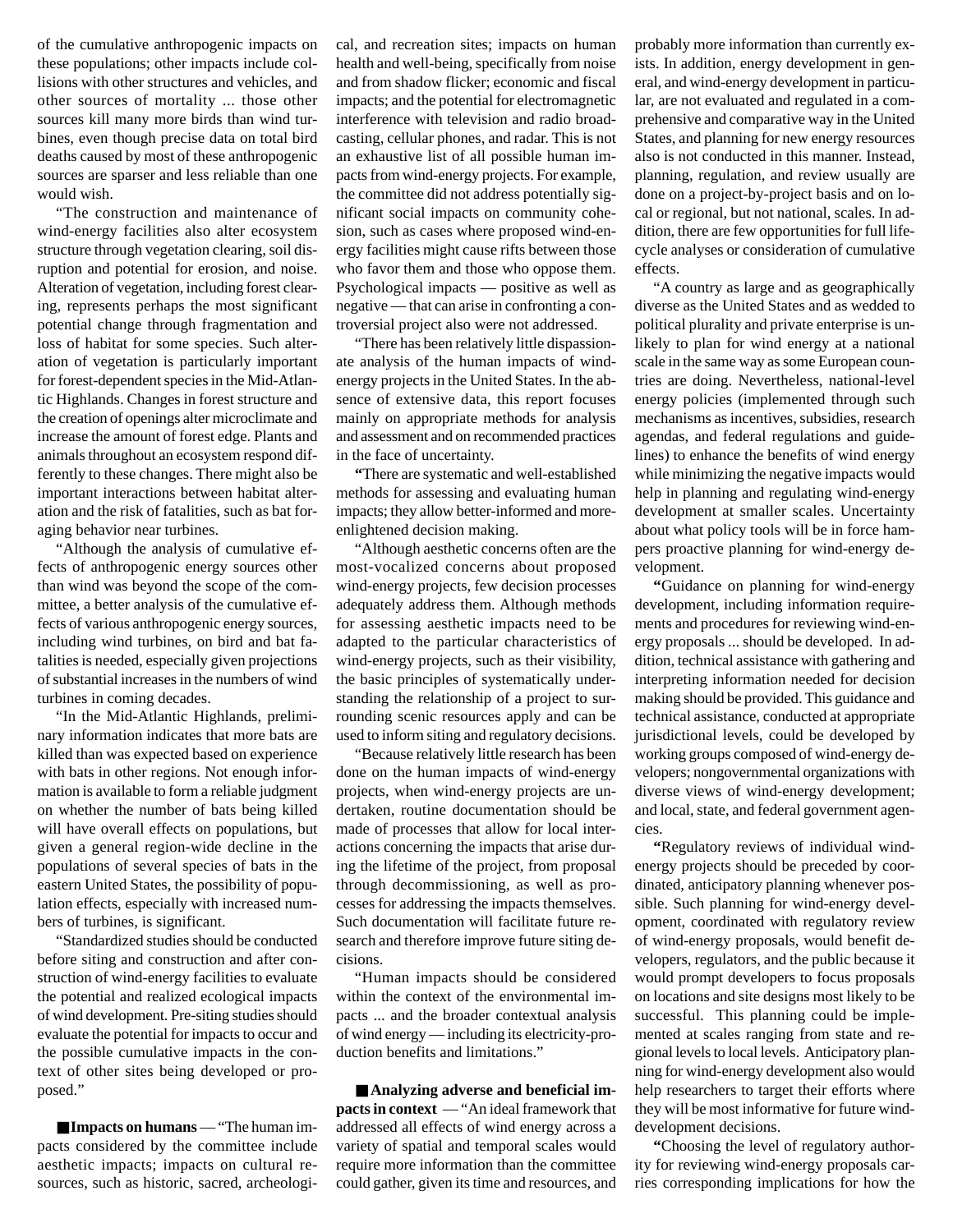of the cumulative anthropogenic impacts on these populations; other impacts include collisions with other structures and vehicles, and other sources of mortality ... those other sources kill many more birds than wind turbines, even though precise data on total bird deaths caused by most of these anthropogenic sources are sparser and less reliable than one would wish.

"The construction and maintenance of wind-energy facilities also alter ecosystem structure through vegetation clearing, soil disruption and potential for erosion, and noise. Alteration of vegetation, including forest clearing, represents perhaps the most significant potential change through fragmentation and loss of habitat for some species. Such alteration of vegetation is particularly important for forest-dependent species in the Mid-Atlantic Highlands. Changes in forest structure and the creation of openings alter microclimate and increase the amount of forest edge. Plants and animals throughout an ecosystem respond differently to these changes. There might also be important interactions between habitat alteration and the risk of fatalities, such as bat foraging behavior near turbines.

"Although the analysis of cumulative effects of anthropogenic energy sources other than wind was beyond the scope of the committee, a better analysis of the cumulative effects of various anthropogenic energy sources, including wind turbines, on bird and bat fatalities is needed, especially given projections of substantial increases in the numbers of wind turbines in coming decades.

"In the Mid-Atlantic Highlands, preliminary information indicates that more bats are killed than was expected based on experience with bats in other regions. Not enough information is available to form a reliable judgment on whether the number of bats being killed will have overall effects on populations, but given a general region-wide decline in the populations of several species of bats in the eastern United States, the possibility of population effects, especially with increased numbers of turbines, is significant.

"Standardized studies should be conducted before siting and construction and after construction of wind-energy facilities to evaluate the potential and realized ecological impacts of wind development. Pre-siting studies should evaluate the potential for impacts to occur and the possible cumulative impacts in the context of other sites being developed or proposed."

■ **Impacts on humans** — "The human impacts considered by the committee include aesthetic impacts; impacts on cultural resources, such as historic, sacred, archeological, and recreation sites; impacts on human health and well-being, specifically from noise and from shadow flicker; economic and fiscal impacts; and the potential for electromagnetic interference with television and radio broadcasting, cellular phones, and radar. This is not an exhaustive list of all possible human impacts from wind-energy projects. For example, the committee did not address potentially significant social impacts on community cohesion, such as cases where proposed wind-energy facilities might cause rifts between those who favor them and those who oppose them. Psychological impacts — positive as well as negative — that can arise in confronting a controversial project also were not addressed.

"There has been relatively little dispassionate analysis of the human impacts of wind-energy projects in the United States. In the absence of extensive data, this report focuses mainly on appropriate methods for analysis and assessment and on recommended practices in the face of uncertainty.

"There are systematic and well-established methods for assessing and evaluating human impacts; they allow better-informed and more-enlightened decision making.

"Although aesthetic concerns often are the most-vocalized concerns about proposed wind-energy projects, few decision processes adequately address them. Although methods for assessing aesthetic impacts need to be adapted to the particular characteristics of wind-energy projects, such as their visibility, the basic principles of systematically understanding the relationship of a project to surrounding scenic resources apply and can be used to inform siting and regulatory decisions.

"Because relatively little research has been done on the human impacts of wind-energy projects, when wind-energy projects are undertaken, routine documentation should be made of processes that allow for local interactions concerning the impacts that arise during the lifetime of the project, from proposal through decommissioning, as well as processes for addressing the impacts themselves. Such documentation will facilitate future research and therefore improve future siting decisions.

"Human impacts should be considered within the context of the environmental impacts ... and the broader contextual analysis of wind energy — including its electricity-production benefits and limitations."

■ **Analyzing adverse and beneficial impacts in context** — "An ideal framework that addressed all effects of wind energy across a variety of spatial and temporal scales would require more information than the committee could gather, given its time and resources, and probably more information than currently exists. In addition, energy development in general, and wind-energy development in particular, are not evaluated and regulated in a comprehensive and comparative way in the United States, and planning for new energy resources also is not conducted in this manner. Instead, planning, regulation, and review usually are done on a project-by-project basis and on local or regional, but not national, scales. In addition, there are few opportunities for full life-cycle analyses or consideration of cumulative effects.

"A country as large and as geographically diverse as the United States and as wedded to political plurality and private enterprise is unlikely to plan for wind energy at a national scale in the same way as some European countries are doing. Nevertheless, national-level energy policies (implemented through such mechanisms as incentives, subsidies, research agendas, and federal regulations and guidelines) to enhance the benefits of wind energy while minimizing the negative impacts would help in planning and regulating wind-energy development at smaller scales. Uncertainty about what policy tools will be in force hampers proactive planning for wind-energy development.

"Guidance on planning for wind-energy development, including information requirements and procedures for reviewing wind-energy proposals ... should be developed. In addition, technical assistance with gathering and interpreting information needed for decision making should be provided. This guidance and technical assistance, conducted at appropriate jurisdictional levels, could be developed by working groups composed of wind-energy developers; nongovernmental organizations with diverse views of wind-energy development; and local, state, and federal government agencies.

"Regulatory reviews of individual wind-energy projects should be preceded by coordinated, anticipatory planning whenever possible. Such planning for wind-energy development, coordinated with regulatory review of wind-energy proposals, would benefit developers, regulators, and the public because it would prompt developers to focus proposals on locations and site designs most likely to be successful. This planning could be implemented at scales ranging from state and regional levels to local levels. Anticipatory planning for wind-energy development also would help researchers to target their efforts where they will be most informative for future wind-development decisions.

"Choosing the level of regulatory authority for reviewing wind-energy proposals carries corresponding implications for how the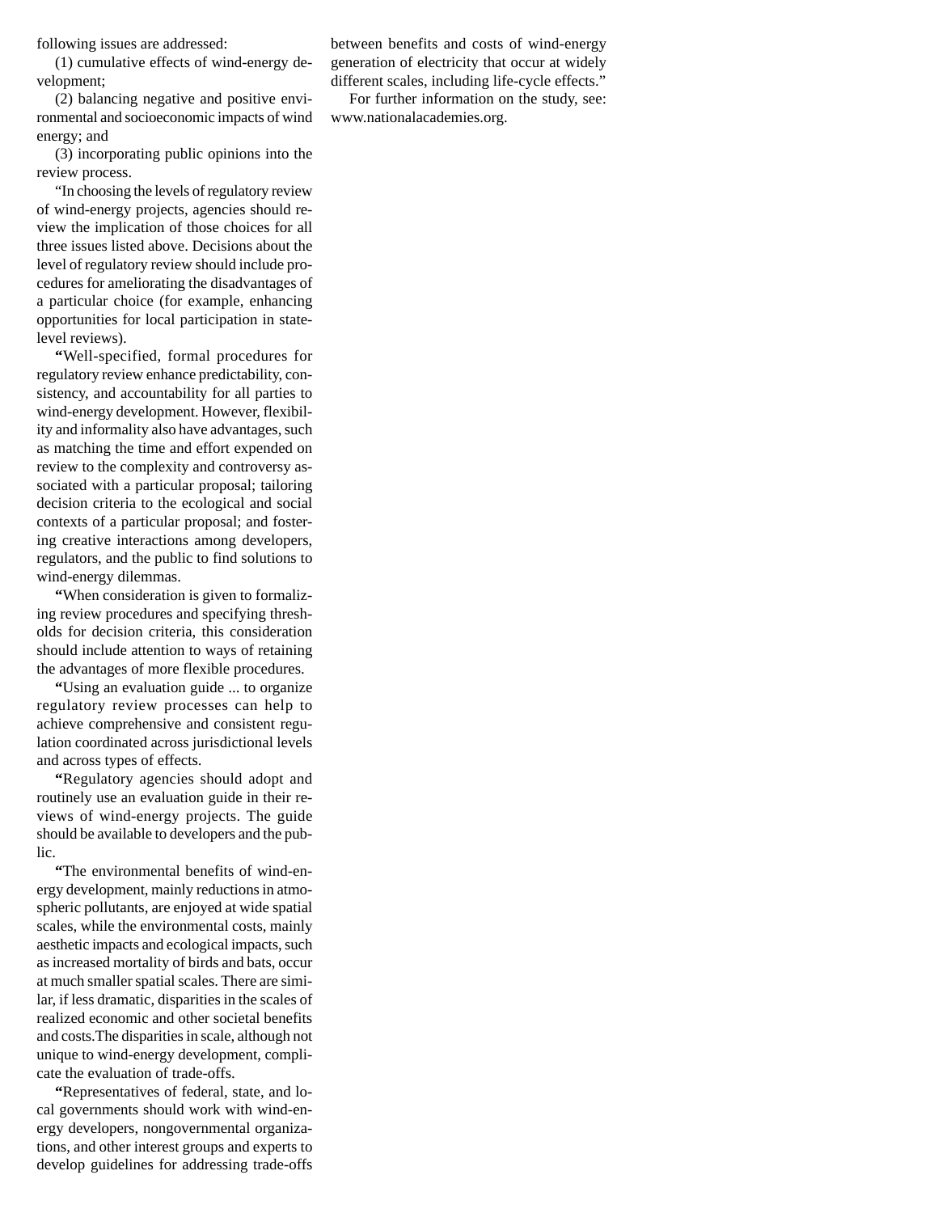following issues are addressed:

(1) cumulative effects of wind-energy development;

(2) balancing negative and positive environmental and socioeconomic impacts of wind energy; and

(3) incorporating public opinions into the review process.

"In choosing the levels of regulatory review of wind-energy projects, agencies should review the implication of those choices for all three issues listed above. Decisions about the level of regulatory review should include procedures for ameliorating the disadvantages of a particular choice (for example, enhancing opportunities for local participation in state-level reviews).

"Well-specified, formal procedures for regulatory review enhance predictability, consistency, and accountability for all parties to wind-energy development. However, flexibility and informality also have advantages, such as matching the time and effort expended on review to the complexity and controversy associated with a particular proposal; tailoring decision criteria to the ecological and social contexts of a particular proposal; and fostering creative interactions among developers, regulators, and the public to find solutions to wind-energy dilemmas.

"When consideration is given to formalizing review procedures and specifying thresholds for decision criteria, this consideration should include attention to ways of retaining the advantages of more flexible procedures.

"Using an evaluation guide ... to organize regulatory review processes can help to achieve comprehensive and consistent regulation coordinated across jurisdictional levels and across types of effects.

"Regulatory agencies should adopt and routinely use an evaluation guide in their reviews of wind-energy projects. The guide should be available to developers and the public.

"The environmental benefits of wind-energy development, mainly reductions in atmospheric pollutants, are enjoyed at wide spatial scales, while the environmental costs, mainly aesthetic impacts and ecological impacts, such as increased mortality of birds and bats, occur at much smaller spatial scales. There are similar, if less dramatic, disparities in the scales of realized economic and other societal benefits and costs.The disparities in scale, although not unique to wind-energy development, complicate the evaluation of trade-offs.

"Representatives of federal, state, and local governments should work with wind-energy developers, nongovernmental organizations, and other interest groups and experts to develop guidelines for addressing trade-offs between benefits and costs of wind-energy generation of electricity that occur at widely different scales, including life-cycle effects."

For further information on the study, see: www.nationalacademies.org.